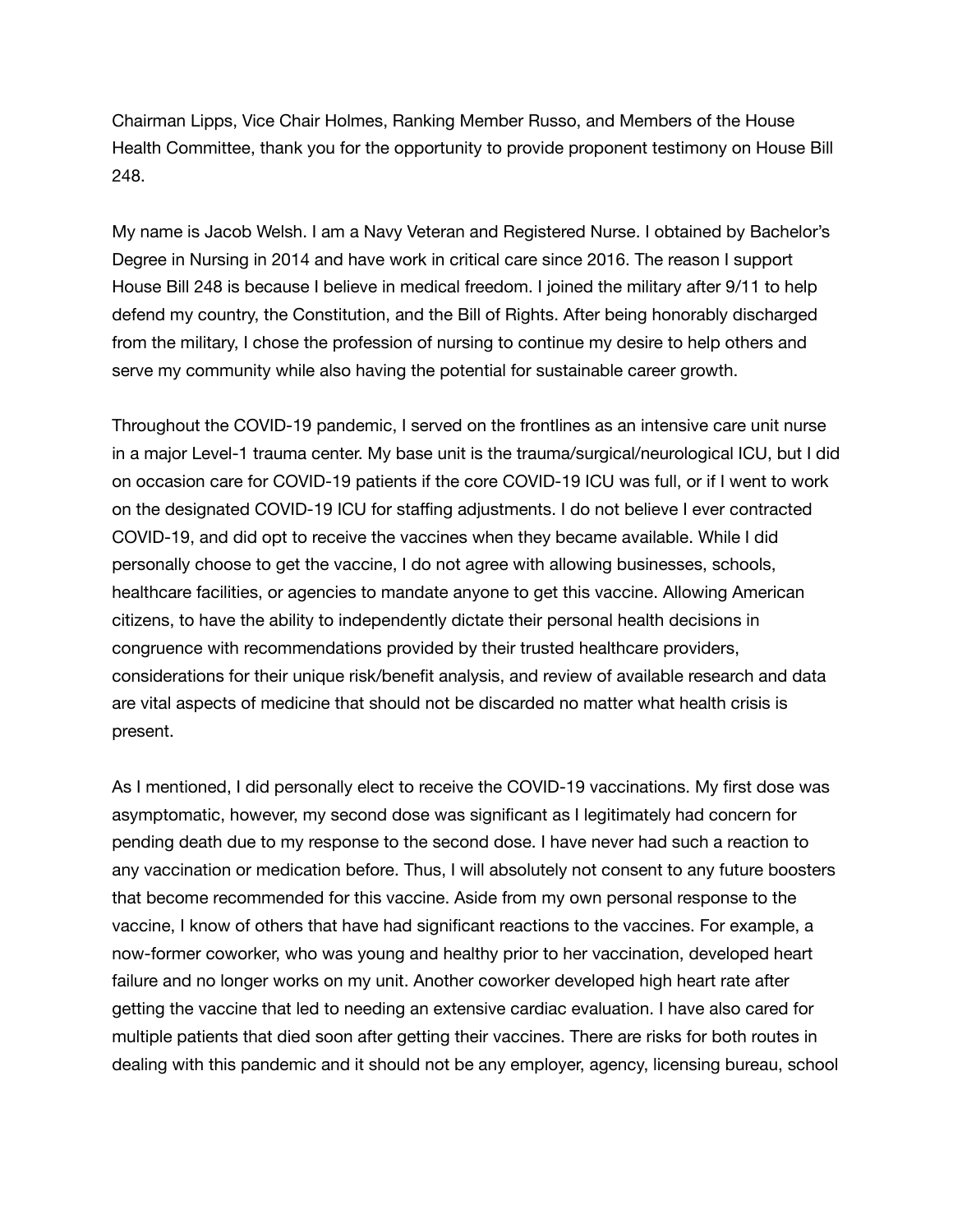Chairman Lipps, Vice Chair Holmes, Ranking Member Russo, and Members of the House Health Committee, thank you for the opportunity to provide proponent testimony on House Bill 248.

My name is Jacob Welsh. I am a Navy Veteran and Registered Nurse. I obtained by Bachelor's Degree in Nursing in 2014 and have work in critical care since 2016. The reason I support House Bill 248 is because I believe in medical freedom. I joined the military after 9/11 to help defend my country, the Constitution, and the Bill of Rights. After being honorably discharged from the military, I chose the profession of nursing to continue my desire to help others and serve my community while also having the potential for sustainable career growth.

Throughout the COVID-19 pandemic, I served on the frontlines as an intensive care unit nurse in a major Level-1 trauma center. My base unit is the trauma/surgical/neurological ICU, but I did on occasion care for COVID-19 patients if the core COVID-19 ICU was full, or if I went to work on the designated COVID-19 ICU for staffing adjustments. I do not believe I ever contracted COVID-19, and did opt to receive the vaccines when they became available. While I did personally choose to get the vaccine, I do not agree with allowing businesses, schools, healthcare facilities, or agencies to mandate anyone to get this vaccine. Allowing American citizens, to have the ability to independently dictate their personal health decisions in congruence with recommendations provided by their trusted healthcare providers, considerations for their unique risk/benefit analysis, and review of available research and data are vital aspects of medicine that should not be discarded no matter what health crisis is present.

As I mentioned, I did personally elect to receive the COVID-19 vaccinations. My first dose was asymptomatic, however, my second dose was significant as I legitimately had concern for pending death due to my response to the second dose. I have never had such a reaction to any vaccination or medication before. Thus, I will absolutely not consent to any future boosters that become recommended for this vaccine. Aside from my own personal response to the vaccine, I know of others that have had significant reactions to the vaccines. For example, a now-former coworker, who was young and healthy prior to her vaccination, developed heart failure and no longer works on my unit. Another coworker developed high heart rate after getting the vaccine that led to needing an extensive cardiac evaluation. I have also cared for multiple patients that died soon after getting their vaccines. There are risks for both routes in dealing with this pandemic and it should not be any employer, agency, licensing bureau, school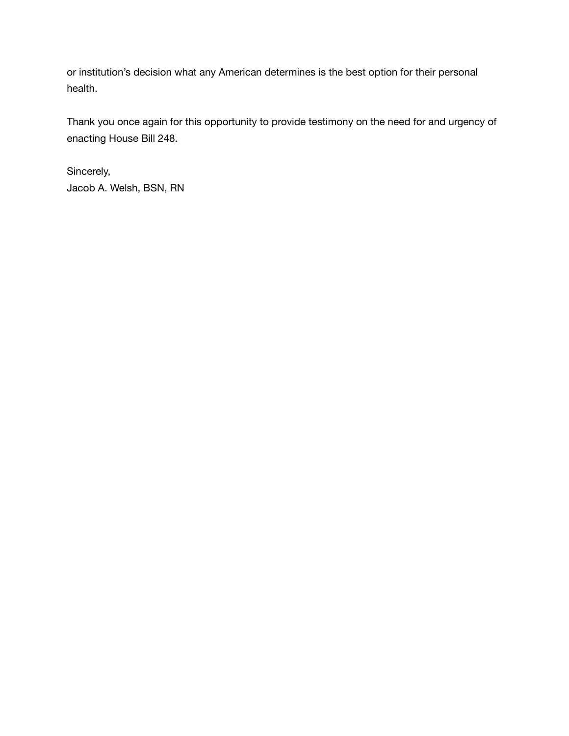or institution's decision what any American determines is the best option for their personal health.

Thank you once again for this opportunity to provide testimony on the need for and urgency of enacting House Bill 248.

Sincerely,
Jacob A. Welsh, BSN, RN